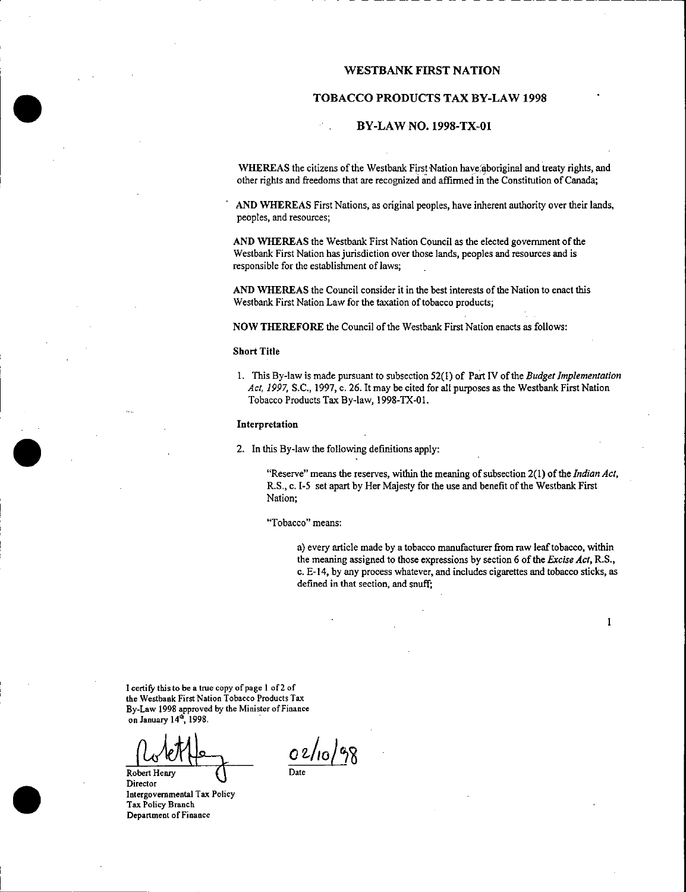# WESTBANK FIRST NATION

## TOBACCO PRODUCTS TAX BY-LAW 1998

## BY-LAW NO. 1998-TX-01

**WHEREAS** the citizens of the Westbank First Nation have aboriginal and treaty rights, and other rights and freedoms that are recognized and affirmed in the Constitution of Canada;

**AND WHEREAS** First Nations, as original peoples, have inherent authority over their lands, peoples, and resources;

**AND WHEREAS** the Westbank First Nation Council as the elected government of the Westbank First Nation has jurisdiction over those lands, peoples and resources and is responsible for the establishment of laws;

**AND WHEREAS** the Council consider it in the best interests of the Nation to enact this Westbank First Nation Law for the taxation of tobacco products;

**NOW THEREFORE** the Council of the Westbank First Nation enacts as follows:

**Short Title**

1. This By-law is made pursuant to subsection 52(1) of Part IV of the *Budget Implementation Act, 1997*, S.C., 1997, c. 26. It may be cited for all purposes as the Westbank First Nation Tobacco Products Tax By-law, 1998-TX-01.

**Interpretation**

2. In this By-law the following definitions apply:

   "Reserve" means the reserves, within the meaning of subsection 2(1) of the *Indian Act*, R.S., c. I-5 set apart by Her Majesty for the use and benefit of the Westbank First Nation;

   "Tobacco" means:

   a) every article made by a tobacco manufacturer from raw leaf tobacco, within the meaning assigned to those expressions by section 6 of the *Excise Act*, R.S., c. E-14, by any process whatever, and includes cigarettes and tobacco sticks, as defined in that section, and snuff;

I certify this to be a true copy of page 1 of 2 of the Westbank First Nation Tobacco Products Tax By-Law 1998 approved by the Minister of Finance on January 14th, 1998.

Robert Henry
Director
Intergovernmental Tax Policy
Tax Policy Branch
Department of Finance

02/10/98
Date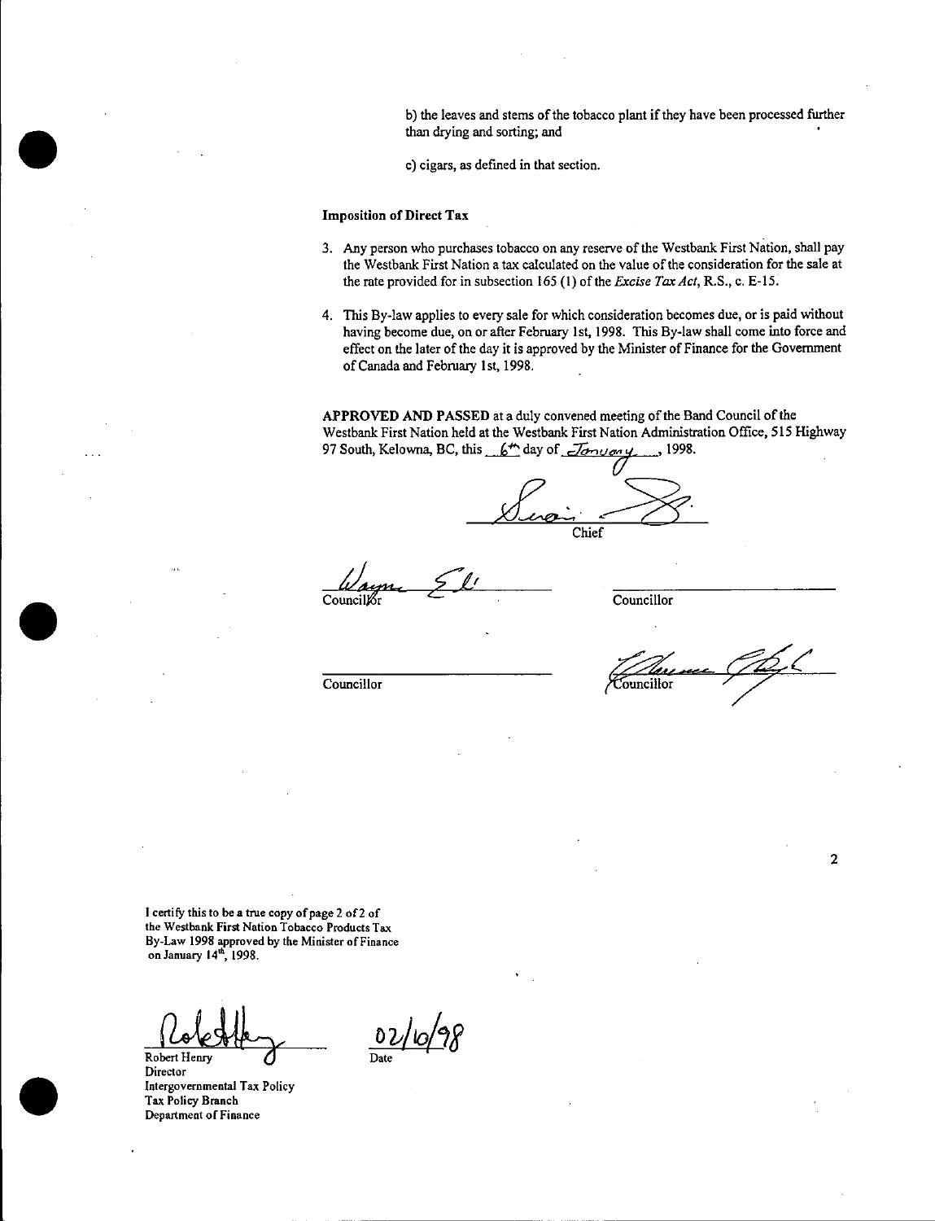b) the leaves and stems of the tobacco plant if they have been processed further than drying and sorting; and

c) cigars, as defined in that section.

**Imposition of Direct Tax**

3. Any person who purchases tobacco on any reserve of the Westbank First Nation, shall pay the Westbank First Nation a tax calculated on the value of the consideration for the sale at the rate provided for in subsection 165 (1) of the *Excise Tax Act*, R.S., c. E-15.

4. This By-law applies to every sale for which consideration becomes due, or is paid without having become due, on or after February 1st, 1998. This By-law shall come into force and effect on the later of the day it is approved by the Minister of Finance for the Government of Canada and February 1st, 1998.

**APPROVED AND PASSED** at a duly convened meeting of the Band Council of the Westbank First Nation held at the Westbank First Nation Administration Office, 515 Highway 97 South, Kelowna, BC, this 6th day of January, 1998.

Chief

Councillor

Councillor

Councillor

Councillor

I certify this to be a true copy of page 2 of 2 of the Westbank First Nation Tobacco Products Tax By-Law 1998 approved by the Minister of Finance on January 14th, 1998.

Robert Henry
Director
Intergovernmental Tax Policy
Tax Policy Branch
Department of Finance

02/10/98
Date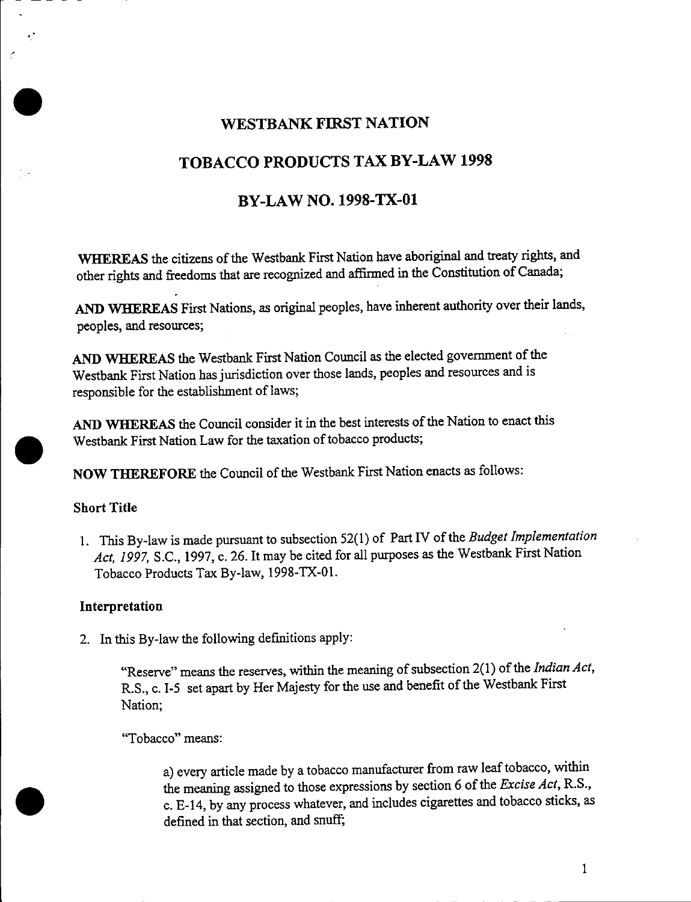# WESTBANK FIRST NATION

# TOBACCO PRODUCTS TAX BY-LAW 1998

# BY-LAW NO. 1998-TX-01

**WHEREAS** the citizens of the Westbank First Nation have aboriginal and treaty rights, and other rights and freedoms that are recognized and affirmed in the Constitution of Canada;

**AND WHEREAS** First Nations, as original peoples, have inherent authority over their lands, peoples, and resources;

**AND WHEREAS** the Westbank First Nation Council as the elected government of the Westbank First Nation has jurisdiction over those lands, peoples and resources and is responsible for the establishment of laws;

**AND WHEREAS** the Council consider it in the best interests of the Nation to enact this Westbank First Nation Law for the taxation of tobacco products;

**NOW THEREFORE** the Council of the Westbank First Nation enacts as follows:

**Short Title**

1. This By-law is made pursuant to subsection 52(1) of Part IV of the *Budget Implementation Act, 1997*, S.C., 1997, c. 26. It may be cited for all purposes as the Westbank First Nation Tobacco Products Tax By-law, 1998-TX-01.

**Interpretation**

2. In this By-law the following definitions apply:

   "Reserve" means the reserves, within the meaning of subsection 2(1) of the *Indian Act*, R.S., c. I-5 set apart by Her Majesty for the use and benefit of the Westbank First Nation;

   "Tobacco" means:

      a) every article made by a tobacco manufacturer from raw leaf tobacco, within the meaning assigned to those expressions by section 6 of the *Excise Act*, R.S., c. E-14, by any process whatever, and includes cigarettes and tobacco sticks, as defined in that section, and snuff;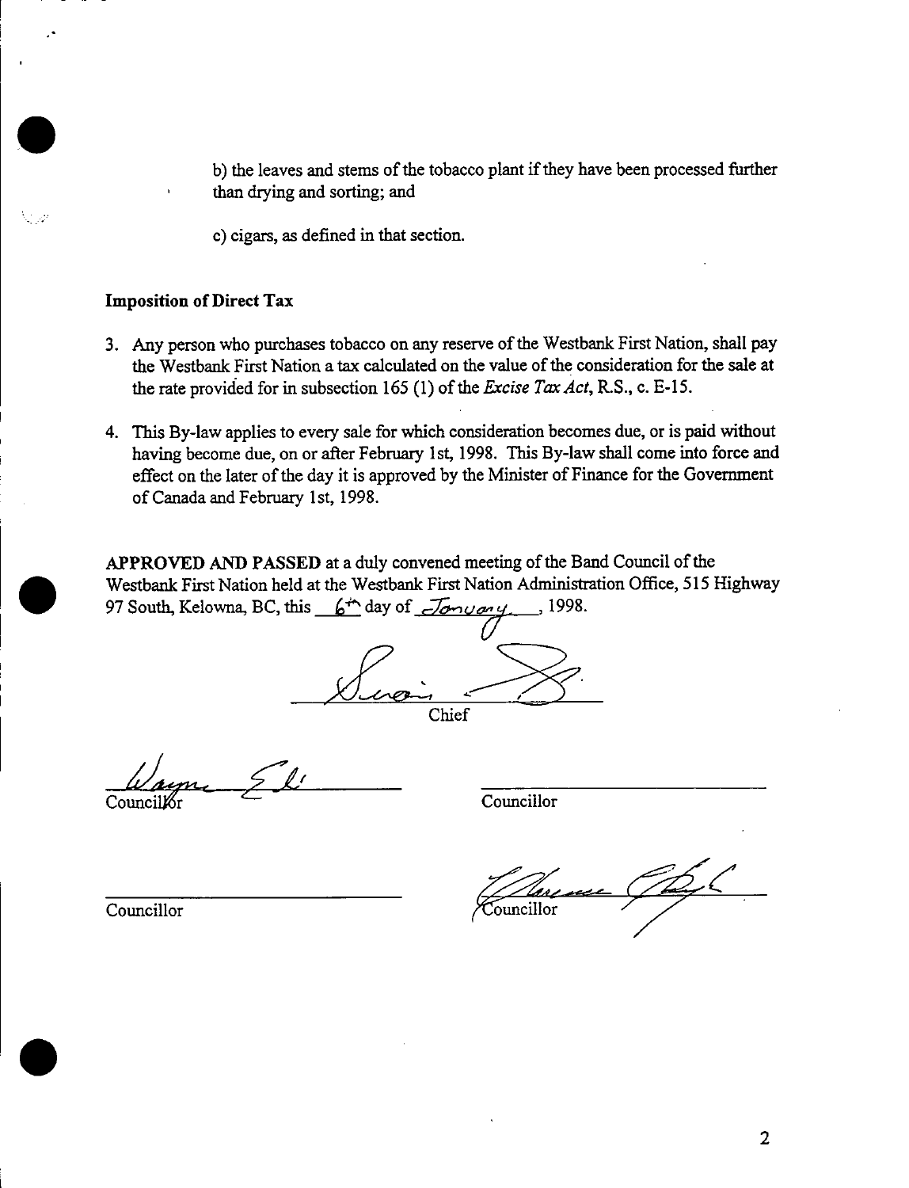b) the leaves and stems of the tobacco plant if they have been processed further than drying and sorting; and

c) cigars, as defined in that section.

**Imposition of Direct Tax**

3. Any person who purchases tobacco on any reserve of the Westbank First Nation, shall pay the Westbank First Nation a tax calculated on the value of the consideration for the sale at the rate provided for in subsection 165 (1) of the *Excise Tax Act*, R.S., c. E-15.

4. This By-law applies to every sale for which consideration becomes due, or is paid without having become due, on or after February 1st, 1998. This By-law shall come into force and effect on the later of the day it is approved by the Minister of Finance for the Government of Canada and February 1st, 1998.

**APPROVED AND PASSED** at a duly convened meeting of the Band Council of the Westbank First Nation held at the Westbank First Nation Administration Office, 515 Highway 97 South, Kelowna, BC, this 6th day of January, 1998.

Chief

Councillor

Councillor

Councillor

Councillor